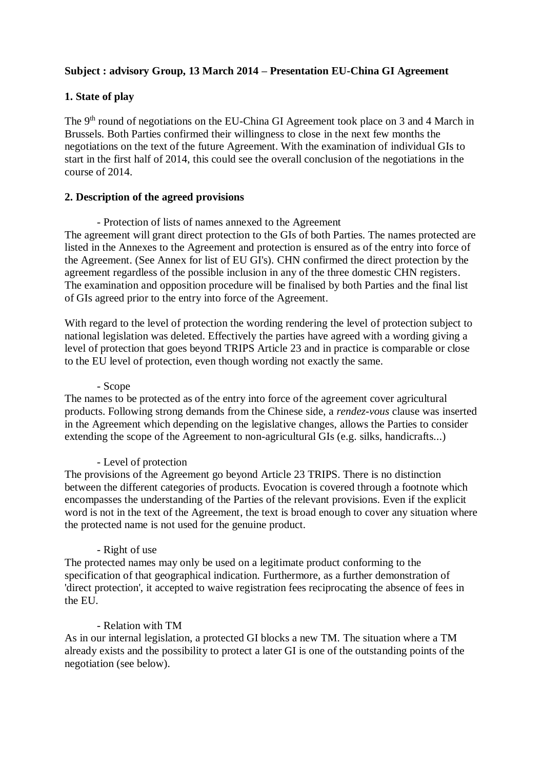**Subject : advisory Group, 13 March 2014 – Presentation EU-China GI Agreement**

**1. State of play**

The 9th round of negotiations on the EU-China GI Agreement took place on 3 and 4 March in Brussels. Both Parties confirmed their willingness to close in the next few months the negotiations on the text of the future Agreement. With the examination of individual GIs to start in the first half of 2014, this could see the overall conclusion of the negotiations in the course of 2014.

**2. Description of the agreed provisions**

- Protection of lists of names annexed to the Agreement

The agreement will grant direct protection to the GIs of both Parties. The names protected are listed in the Annexes to the Agreement and protection is ensured as of the entry into force of the Agreement. (See Annex for list of EU GI's). CHN confirmed the direct protection by the agreement regardless of the possible inclusion in any of the three domestic CHN registers. The examination and opposition procedure will be finalised by both Parties and the final list of GIs agreed prior to the entry into force of the Agreement.

With regard to the level of protection the wording rendering the level of protection subject to national legislation was deleted. Effectively the parties have agreed with a wording giving a level of protection that goes beyond TRIPS Article 23 and in practice is comparable or close to the EU level of protection, even though wording not exactly the same.

- Scope

The names to be protected as of the entry into force of the agreement cover agricultural products. Following strong demands from the Chinese side, a *rendez-vous* clause was inserted in the Agreement which depending on the legislative changes, allows the Parties to consider extending the scope of the Agreement to non-agricultural GIs (e.g. silks, handicrafts...)

- Level of protection

The provisions of the Agreement go beyond Article 23 TRIPS. There is no distinction between the different categories of products. Evocation is covered through a footnote which encompasses the understanding of the Parties of the relevant provisions. Even if the explicit word is not in the text of the Agreement, the text is broad enough to cover any situation where the protected name is not used for the genuine product.

- Right of use

The protected names may only be used on a legitimate product conforming to the specification of that geographical indication. Furthermore, as a further demonstration of 'direct protection', it accepted to waive registration fees reciprocating the absence of fees in the EU.

- Relation with TM

As in our internal legislation, a protected GI blocks a new TM. The situation where a TM already exists and the possibility to protect a later GI is one of the outstanding points of the negotiation (see below).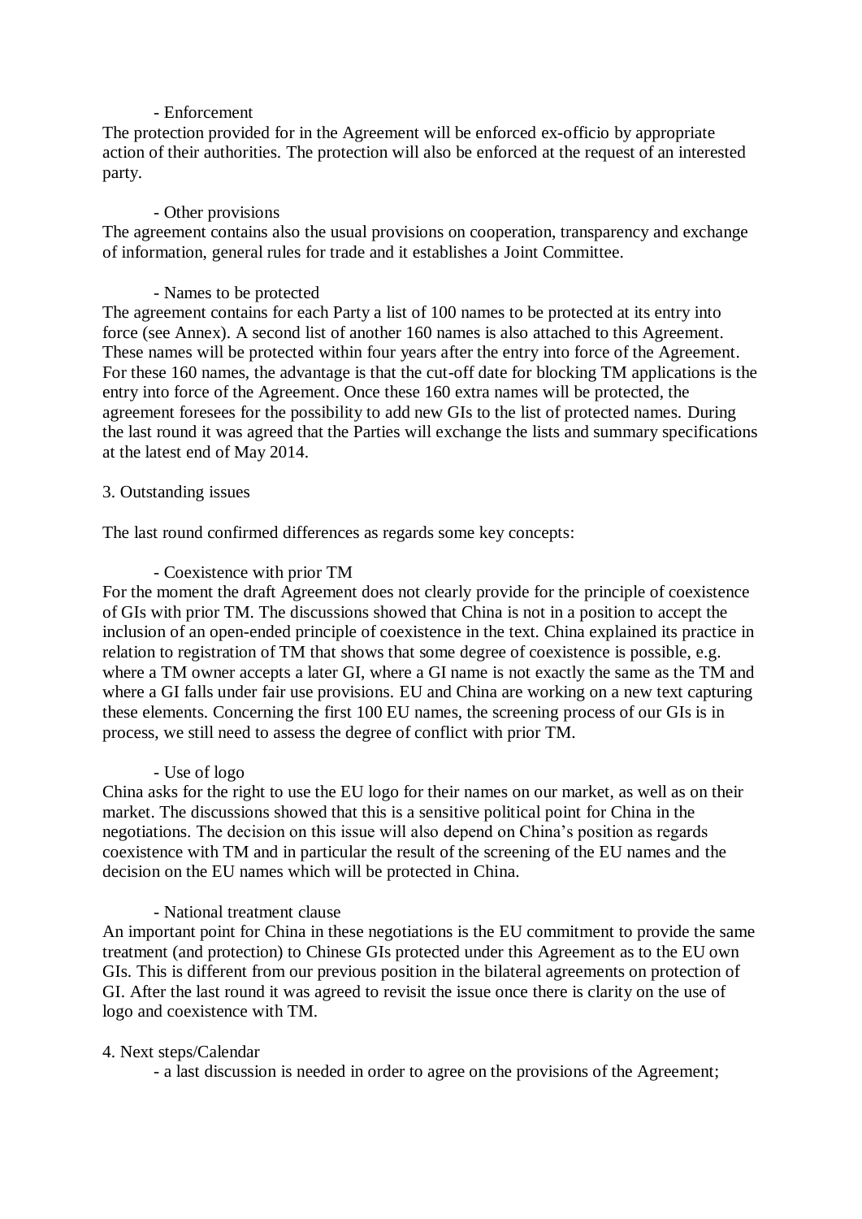- Enforcement

The protection provided for in the Agreement will be enforced ex-officio by appropriate action of their authorities. The protection will also be enforced at the request of an interested party.

- Other provisions

The agreement contains also the usual provisions on cooperation, transparency and exchange of information, general rules for trade and it establishes a Joint Committee.

- Names to be protected

The agreement contains for each Party a list of 100 names to be protected at its entry into force (see Annex). A second list of another 160 names is also attached to this Agreement. These names will be protected within four years after the entry into force of the Agreement. For these 160 names, the advantage is that the cut-off date for blocking TM applications is the entry into force of the Agreement. Once these 160 extra names will be protected, the agreement foresees for the possibility to add new GIs to the list of protected names. During the last round it was agreed that the Parties will exchange the lists and summary specifications at the latest end of May 2014.

3. Outstanding issues

The last round confirmed differences as regards some key concepts:

- Coexistence with prior TM

For the moment the draft Agreement does not clearly provide for the principle of coexistence of GIs with prior TM. The discussions showed that China is not in a position to accept the inclusion of an open-ended principle of coexistence in the text. China explained its practice in relation to registration of TM that shows that some degree of coexistence is possible, e.g. where a TM owner accepts a later GI, where a GI name is not exactly the same as the TM and where a GI falls under fair use provisions. EU and China are working on a new text capturing these elements. Concerning the first 100 EU names, the screening process of our GIs is in process, we still need to assess the degree of conflict with prior TM.

- Use of logo

China asks for the right to use the EU logo for their names on our market, as well as on their market. The discussions showed that this is a sensitive political point for China in the negotiations. The decision on this issue will also depend on China's position as regards coexistence with TM and in particular the result of the screening of the EU names and the decision on the EU names which will be protected in China.

- National treatment clause

An important point for China in these negotiations is the EU commitment to provide the same treatment (and protection) to Chinese GIs protected under this Agreement as to the EU own GIs. This is different from our previous position in the bilateral agreements on protection of GI. After the last round it was agreed to revisit the issue once there is clarity on the use of logo and coexistence with TM.

4. Next steps/Calendar

- a last discussion is needed in order to agree on the provisions of the Agreement;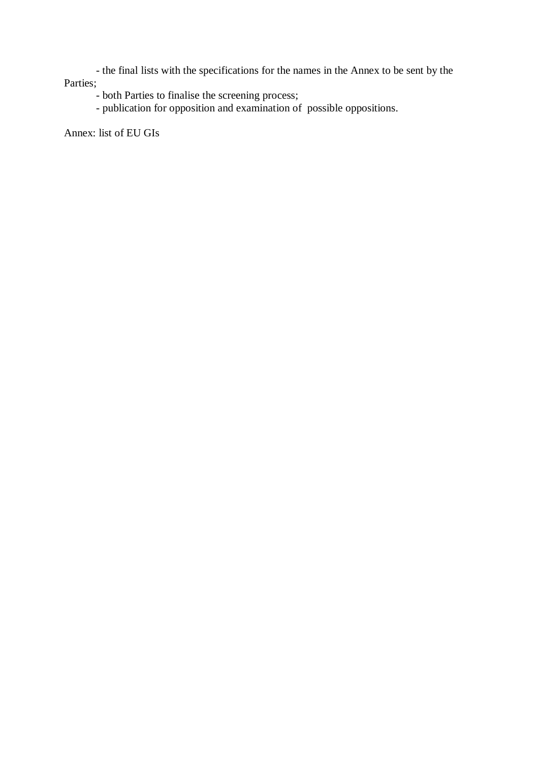- the final lists with the specifications for the names in the Annex to be sent by the Parties;
- both Parties to finalise the screening process;
- publication for opposition and examination of possible oppositions.

Annex: list of EU GIs